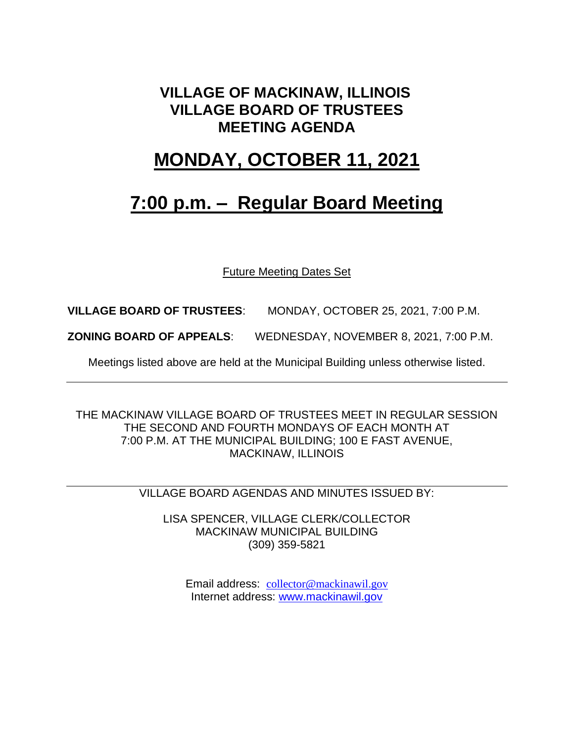# VILLAGE OF MACKINAW, ILLINOIS
# VILLAGE BOARD OF TRUSTEES
# MEETING AGENDA

## MONDAY, OCTOBER 11, 2021

## 7:00 p.m. – Regular Board Meeting

Future Meeting Dates Set

**VILLAGE BOARD OF TRUSTEES**: MONDAY, OCTOBER 25, 2021, 7:00 P.M.

**ZONING BOARD OF APPEALS**: WEDNESDAY, NOVEMBER 8, 2021, 7:00 P.M.

Meetings listed above are held at the Municipal Building unless otherwise listed.

---

THE MACKINAW VILLAGE BOARD OF TRUSTEES MEET IN REGULAR SESSION THE SECOND AND FOURTH MONDAYS OF EACH MONTH AT 7:00 P.M. AT THE MUNICIPAL BUILDING; 100 E FAST AVENUE, MACKINAW, ILLINOIS

---

VILLAGE BOARD AGENDAS AND MINUTES ISSUED BY:

LISA SPENCER, VILLAGE CLERK/COLLECTOR
MACKINAW MUNICIPAL BUILDING
(309) 359-5821

Email address: collector@mackinawil.gov
Internet address: www.mackinawil.gov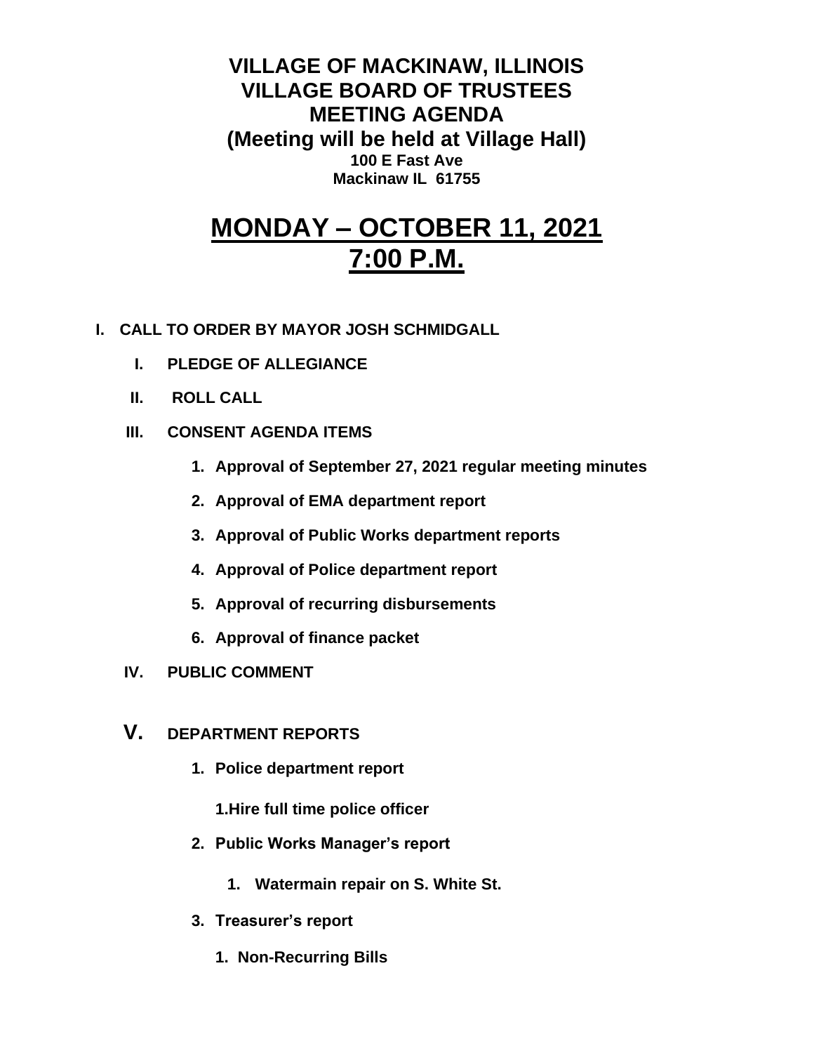# VILLAGE OF MACKINAW, ILLINOIS
# VILLAGE BOARD OF TRUSTEES
# MEETING AGENDA
## (Meeting will be held at Village Hall)
**100 E Fast Ave**
**Mackinaw IL 61755**

# MONDAY – OCTOBER 11, 2021
# 7:00 P.M.

**I. CALL TO ORDER BY MAYOR JOSH SCHMIDGALL**

- **I. PLEDGE OF ALLEGIANCE**
- **II. ROLL CALL**
- **III. CONSENT AGENDA ITEMS**
  1. **Approval of September 27, 2021 regular meeting minutes**
  2. **Approval of EMA department report**
  3. **Approval of Public Works department reports**
  4. **Approval of Police department report**
  5. **Approval of recurring disbursements**
  6. **Approval of finance packet**
- **IV. PUBLIC COMMENT**
- **V. DEPARTMENT REPORTS**
  1. **Police department report**

     **1.Hire full time police officer**
  2. **Public Works Manager's report**
     1. **Watermain repair on S. White St.**
  3. **Treasurer's report**
     1. **Non-Recurring Bills**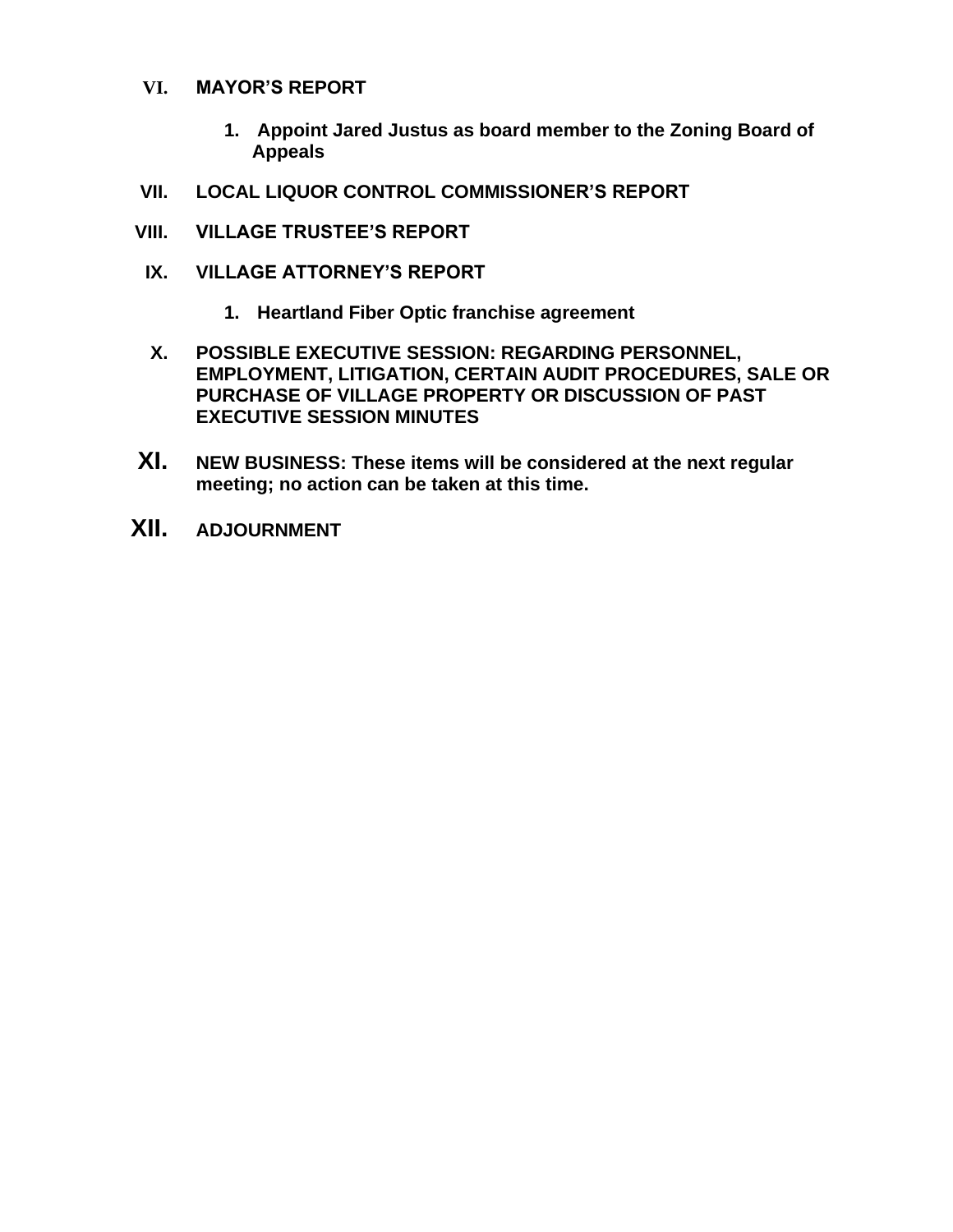**VI. MAYOR'S REPORT**

1. **Appoint Jared Justus as board member to the Zoning Board of Appeals**

**VII. LOCAL LIQUOR CONTROL COMMISSIONER'S REPORT**

**VIII. VILLAGE TRUSTEE'S REPORT**

**IX. VILLAGE ATTORNEY'S REPORT**

1. **Heartland Fiber Optic franchise agreement**

**X. POSSIBLE EXECUTIVE SESSION: REGARDING PERSONNEL, EMPLOYMENT, LITIGATION, CERTAIN AUDIT PROCEDURES, SALE OR PURCHASE OF VILLAGE PROPERTY OR DISCUSSION OF PAST EXECUTIVE SESSION MINUTES**

**XI. NEW BUSINESS: These items will be considered at the next regular meeting; no action can be taken at this time.**

**XII. ADJOURNMENT**